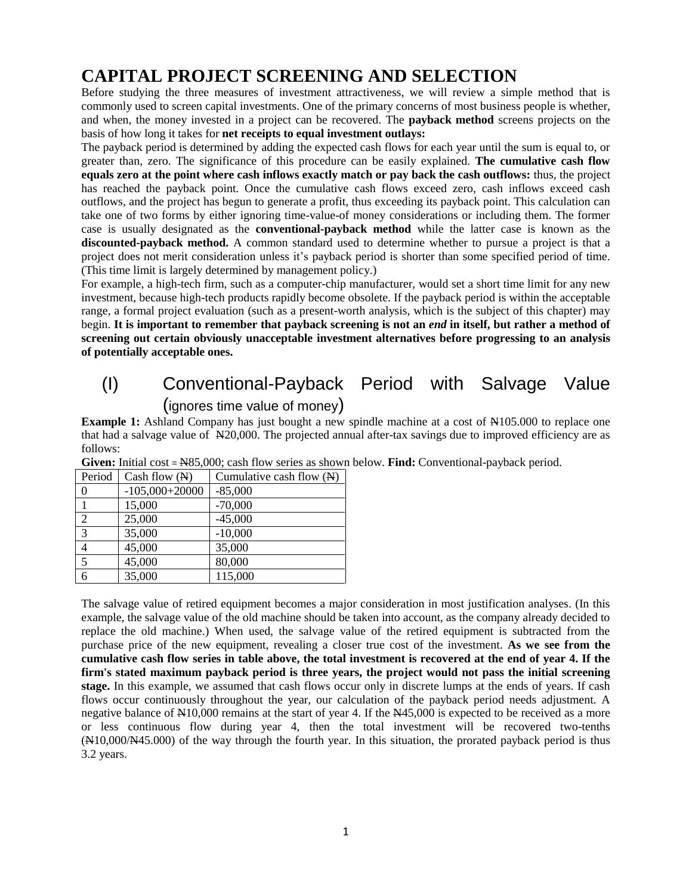# CAPITAL PROJECT SCREENING AND SELECTION

Before studying the three measures of investment attractiveness, we will review a simple method that is commonly used to screen capital investments. One of the primary concerns of most business people is whether, and when, the money invested in a project can be recovered. The **payback method** screens projects on the basis of how long it takes for **net receipts to equal investment outlays:**

The payback period is determined by adding the expected cash flows for each year until the sum is equal to, or greater than, zero. The significance of this procedure can be easily explained. **The cumulative cash flow equals zero at the point where cash inflows exactly match or pay back the cash outflows:** thus, the project has reached the payback point. Once the cumulative cash flows exceed zero, cash inflows exceed cash outflows, and the project has begun to generate a profit, thus exceeding its payback point. This calculation can take one of two forms by either ignoring time-value-of money considerations or including them. The former case is usually designated as the **conventional-payback method** while the latter case is known as the **discounted-payback method.** A common standard used to determine whether to pursue a project is that a project does not merit consideration unless it's payback period is shorter than some specified period of time. (This time limit is largely determined by management policy.)

For example, a high-tech firm, such as a computer-chip manufacturer, would set a short time limit for any new investment, because high-tech products rapidly become obsolete. If the payback period is within the acceptable range, a formal project evaluation (such as a present-worth analysis, which is the subject of this chapter) may begin. **It is important to remember that payback screening is not an *end* in itself, but rather a method of screening out certain obviously unacceptable investment alternatives before progressing to an analysis of potentially acceptable ones.**

## (I) Conventional-Payback Period with Salvage Value (ignores time value of money)

**Example 1:** Ashland Company has just bought a new spindle machine at a cost of ₦105.000 to replace one that had a salvage value of ₦20,000. The projected annual after-tax savings due to improved efficiency are as follows:

**Given:** Initial cost = ₦85,000; cash flow series as shown below. **Find:** Conventional-payback period.

| Period | Cash flow (₦) | Cumulative cash flow (₦) |
|---|---|---|
| 0 | -105,000+20000 | -85,000 |
| 1 | 15,000 | -70,000 |
| 2 | 25,000 | -45,000 |
| 3 | 35,000 | -10,000 |
| 4 | 45,000 | 35,000 |
| 5 | 45,000 | 80,000 |
| 6 | 35,000 | 115,000 |

The salvage value of retired equipment becomes a major consideration in most justification analyses. (In this example, the salvage value of the old machine should be taken into account, as the company already decided to replace the old machine.) When used, the salvage value of the retired equipment is subtracted from the purchase price of the new equipment, revealing a closer true cost of the investment. **As we see from the cumulative cash flow series in table above, the total investment is recovered at the end of year 4. If the firm's stated maximum payback period is three years, the project would not pass the initial screening stage.** In this example, we assumed that cash flows occur only in discrete lumps at the ends of years. If cash flows occur continuously throughout the year, our calculation of the payback period needs adjustment. A negative balance of ₦10,000 remains at the start of year 4. If the ₦45,000 is expected to be received as a more or less continuous flow during year 4, then the total investment will be recovered two-tenths (₦10,000/₦45.000) of the way through the fourth year. In this situation, the prorated payback period is thus 3.2 years.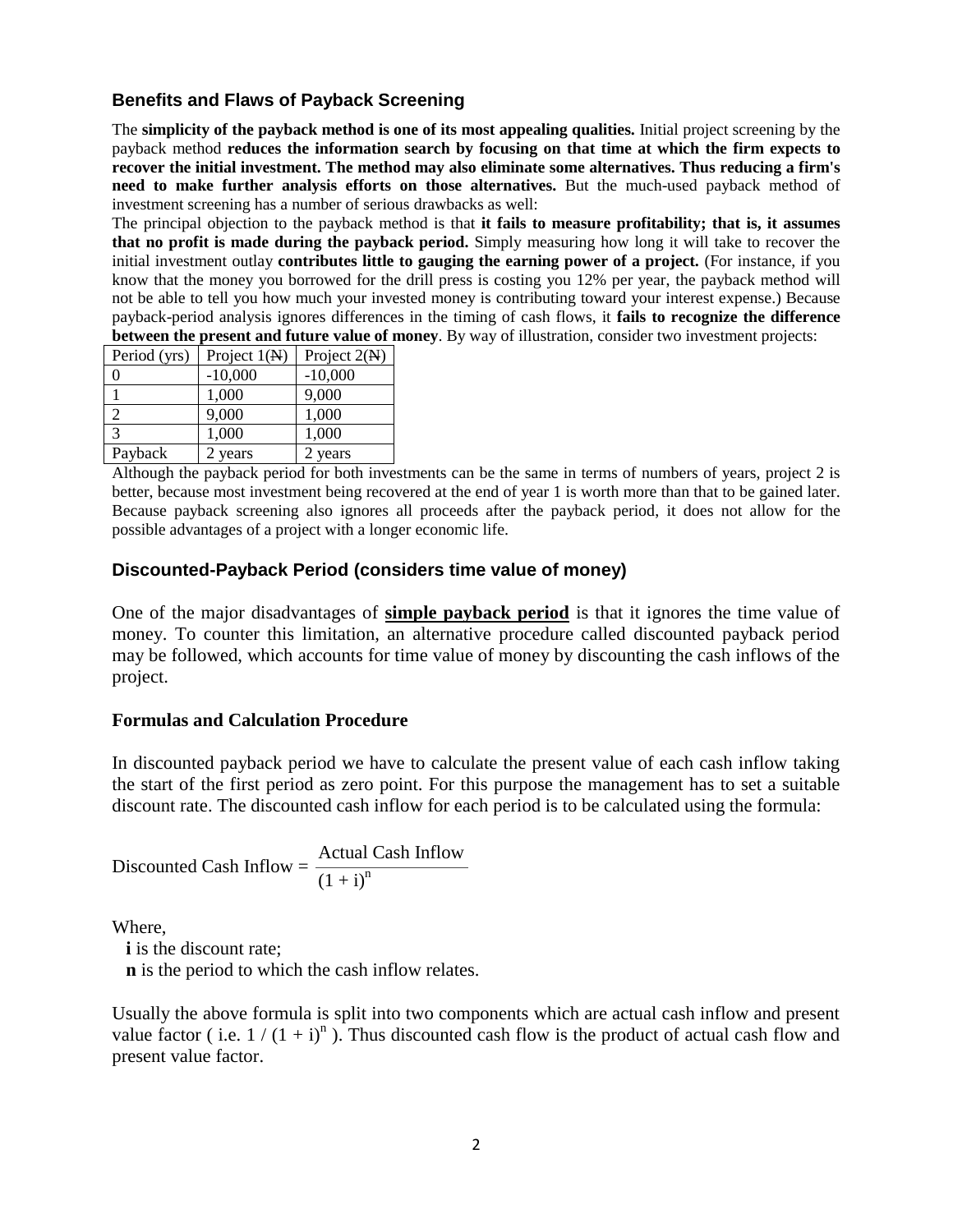### Benefits and Flaws of Payback Screening

The **simplicity of the payback method is one of its most appealing qualities.** Initial project screening by the payback method **reduces the information search by focusing on that time at which the firm expects to recover the initial investment. The method may also eliminate some alternatives. Thus reducing a firm's need to make further analysis efforts on those alternatives.** But the much-used payback method of investment screening has a number of serious drawbacks as well:

The principal objection to the payback method is that **it fails to measure profitability; that is, it assumes that no profit is made during the payback period.** Simply measuring how long it will take to recover the initial investment outlay **contributes little to gauging the earning power of a project.** (For instance, if you know that the money you borrowed for the drill press is costing you 12% per year, the payback method will not be able to tell you how much your invested money is contributing toward your interest expense.) Because payback-period analysis ignores differences in the timing of cash flows, it **fails to recognize the difference between the present and future value of money**. By way of illustration, consider two investment projects:

| Period (yrs) | Project 1(₦) | Project 2(₦) |
|---|---|---|
| 0 | -10,000 | -10,000 |
| 1 | 1,000 | 9,000 |
| 2 | 9,000 | 1,000 |
| 3 | 1,000 | 1,000 |
| Payback | 2 years | 2 years |

Although the payback period for both investments can be the same in terms of numbers of years, project 2 is better, because most investment being recovered at the end of year 1 is worth more than that to be gained later. Because payback screening also ignores all proceeds after the payback period, it does not allow for the possible advantages of a project with a longer economic life.

### Discounted-Payback Period (considers time value of money)

One of the major disadvantages of **simple payback period** is that it ignores the time value of money. To counter this limitation, an alternative procedure called discounted payback period may be followed, which accounts for time value of money by discounting the cash inflows of the project.

#### Formulas and Calculation Procedure

In discounted payback period we have to calculate the present value of each cash inflow taking the start of the first period as zero point. For this purpose the management has to set a suitable discount rate. The discounted cash inflow for each period is to be calculated using the formula:

$$\text{Discounted Cash Inflow} = \frac{\text{Actual Cash Inflow}}{(1 + i)^n}$$

Where,

**i** is the discount rate;

**n** is the period to which the cash inflow relates.

Usually the above formula is split into two components which are actual cash inflow and present value factor ( i.e. $1 / (1 + i)^n$ ). Thus discounted cash flow is the product of actual cash flow and present value factor.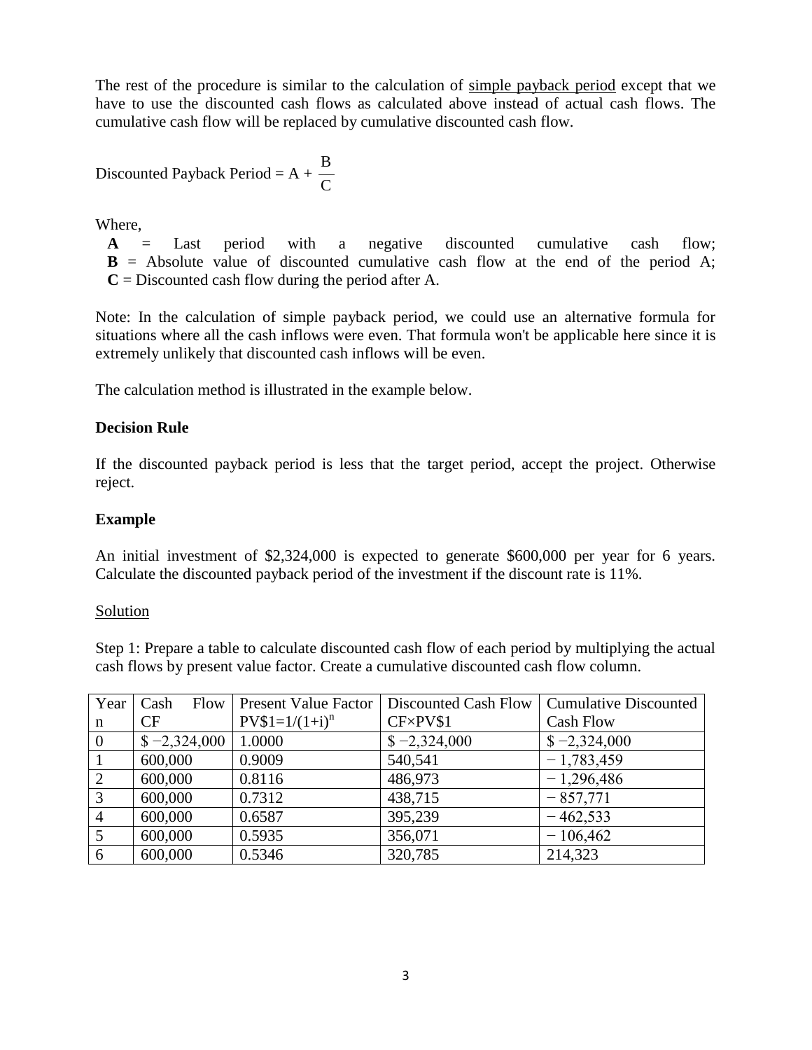The rest of the procedure is similar to the calculation of simple payback period except that we have to use the discounted cash flows as calculated above instead of actual cash flows. The cumulative cash flow will be replaced by cumulative discounted cash flow.

$$\text{Discounted Payback Period} = A + \frac{B}{C}$$

Where,

**A** = Last period with a negative discounted cumulative cash flow;
**B** = Absolute value of discounted cumulative cash flow at the end of the period A;
**C** = Discounted cash flow during the period after A.

Note: In the calculation of simple payback period, we could use an alternative formula for situations where all the cash inflows were even. That formula won't be applicable here since it is extremely unlikely that discounted cash inflows will be even.

The calculation method is illustrated in the example below.

**Decision Rule**

If the discounted payback period is less that the target period, accept the project. Otherwise reject.

**Example**

An initial investment of $2,324,000 is expected to generate $600,000 per year for 6 years. Calculate the discounted payback period of the investment if the discount rate is 11%.

Solution

Step 1: Prepare a table to calculate discounted cash flow of each period by multiplying the actual cash flows by present value factor. Create a cumulative discounted cash flow column.

| Year n | Cash Flow CF | Present Value Factor $PV\$1=1/(1+i)^n$ | Discounted Cash Flow CF×PV$1 | Cumulative Discounted Cash Flow |
|---|---|---|---|---|
| 0 | $ −2,324,000 | 1.0000 | $ −2,324,000 | $ −2,324,000 |
| 1 | 600,000 | 0.9009 | 540,541 | − 1,783,459 |
| 2 | 600,000 | 0.8116 | 486,973 | − 1,296,486 |
| 3 | 600,000 | 0.7312 | 438,715 | − 857,771 |
| 4 | 600,000 | 0.6587 | 395,239 | − 462,533 |
| 5 | 600,000 | 0.5935 | 356,071 | − 106,462 |
| 6 | 600,000 | 0.5346 | 320,785 | 214,323 |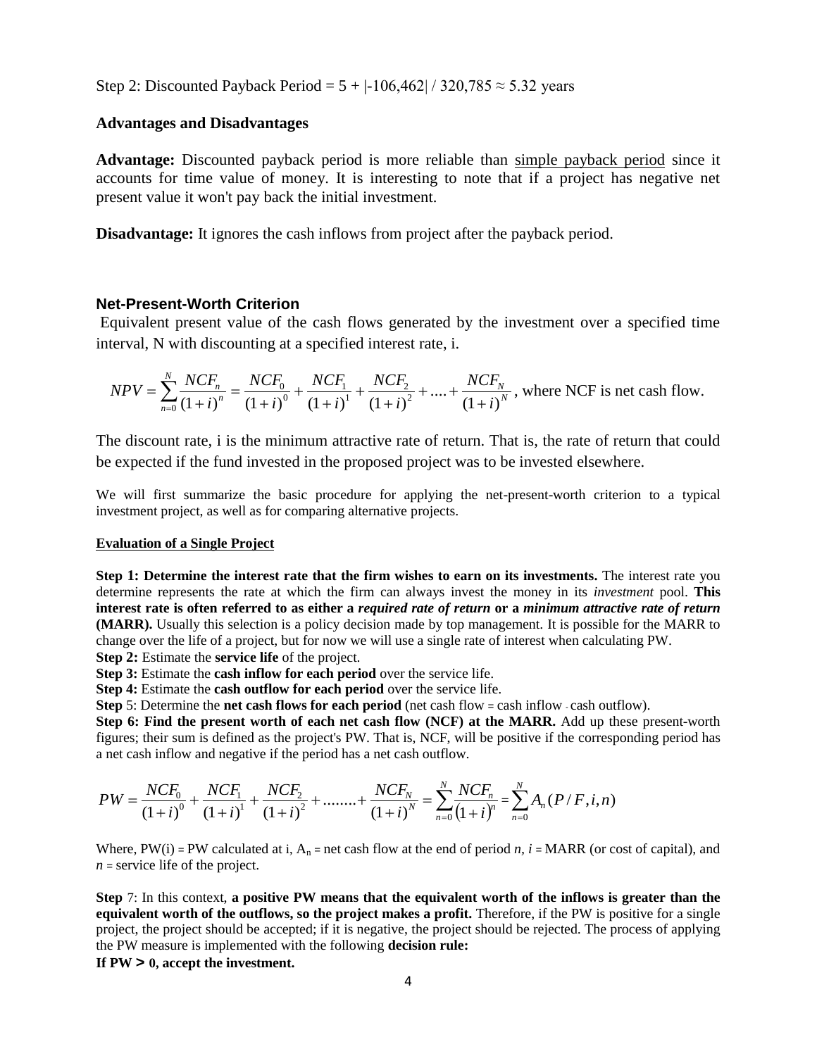Step 2: Discounted Payback Period = 5 + |-106,462| / 320,785 ≈ 5.32 years

### Advantages and Disadvantages

**Advantage:** Discounted payback period is more reliable than simple payback period since it accounts for time value of money. It is interesting to note that if a project has negative net present value it won't pay back the initial investment.

**Disadvantage:** It ignores the cash inflows from project after the payback period.

## Net-Present-Worth Criterion

Equivalent present value of the cash flows generated by the investment over a specified time interval, N with discounting at a specified interest rate, i.

$$NPV = \sum_{n=0}^{N} \frac{NCF_n}{(1+i)^n} = \frac{NCF_0}{(1+i)^0} + \frac{NCF_1}{(1+i)^1} + \frac{NCF_2}{(1+i)^2} + .... + \frac{NCF_N}{(1+i)^N}$$

, where NCF is net cash flow.

The discount rate, i is the minimum attractive rate of return. That is, the rate of return that could be expected if the fund invested in the proposed project was to be invested elsewhere.

We will first summarize the basic procedure for applying the net-present-worth criterion to a typical investment project, as well as for comparing alternative projects.

**Evaluation of a Single Project**

**Step 1: Determine the interest rate that the firm wishes to earn on its investments.** The interest rate you determine represents the rate at which the firm can always invest the money in its *investment* pool. **This interest rate is often referred to as either a *required rate of return* or a *minimum attractive rate of return* (MARR).** Usually this selection is a policy decision made by top management. It is possible for the MARR to change over the life of a project, but for now we will use a single rate of interest when calculating PW.

**Step 2:** Estimate the **service life** of the project.

**Step 3:** Estimate the **cash inflow for each period** over the service life.

**Step 4:** Estimate the **cash outflow for each period** over the service life.

**Step** 5: Determine the **net cash flows for each period** (net cash flow = cash inflow - cash outflow).

**Step 6: Find the present worth of each net cash flow (NCF) at the MARR.** Add up these present-worth figures; their sum is defined as the project's PW. That is, NCF, will be positive if the corresponding period has a net cash inflow and negative if the period has a net cash outflow.

$$PW = \frac{NCF_0}{(1+i)^0} + \frac{NCF_1}{(1+i)^1} + \frac{NCF_2}{(1+i)^2} + ........ + \frac{NCF_N}{(1+i)^N} = \sum_{n=0}^{N} \frac{NCF_n}{(1+i)^n} = \sum_{n=0}^{N} A_n (P/F, i, n)$$

Where, PW(i) = PW calculated at i, $A_n$ = net cash flow at the end of period *n*, *i* = MARR (or cost of capital), and *n* = service life of the project.

**Step** 7: In this context, **a positive PW means that the equivalent worth of the inflows is greater than the equivalent worth of the outflows, so the project makes a profit.** Therefore, if the PW is positive for a single project, the project should be accepted; if it is negative, the project should be rejected. The process of applying the PW measure is implemented with the following **decision rule:**

**If PW > 0, accept the investment.**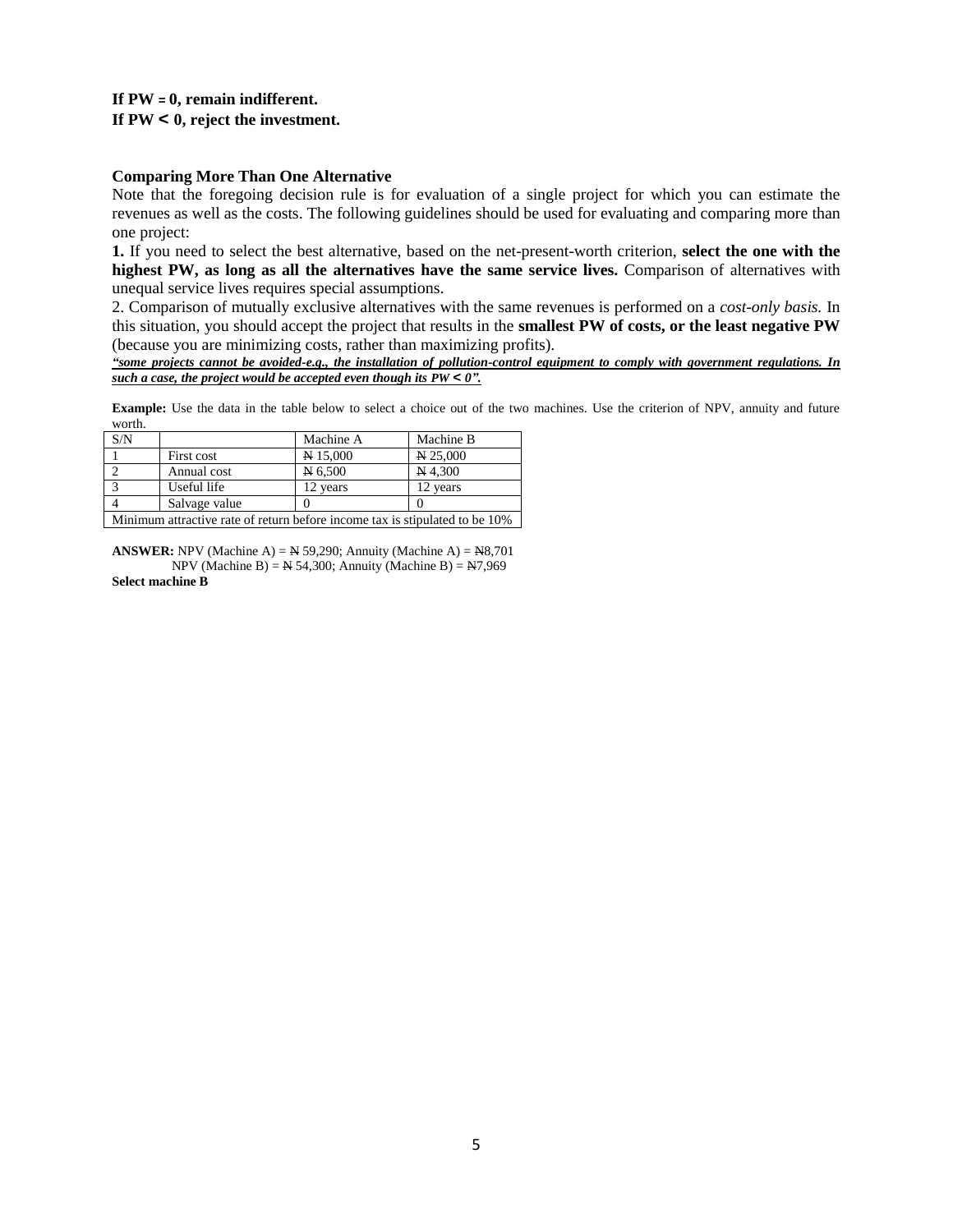**If PW = 0, remain indifferent.**
**If PW < 0, reject the investment.**

**Comparing More Than One Alternative**

Note that the foregoing decision rule is for evaluation of a single project for which you can estimate the revenues as well as the costs. The following guidelines should be used for evaluating and comparing more than one project:

**1.** If you need to select the best alternative, based on the net-present-worth criterion, **select the one with the highest PW, as long as all the alternatives have the same service lives.** Comparison of alternatives with unequal service lives requires special assumptions.

2. Comparison of mutually exclusive alternatives with the same revenues is performed on a *cost-only basis.* In this situation, you should accept the project that results in the **smallest PW of costs, or the least negative PW** (because you are minimizing costs, rather than maximizing profits).

***"some projects cannot be avoided-e.g., the installation of pollution-control equipment to comply with government regulations. In such a case, the project would be accepted even though its PW < 0".***

**Example:** Use the data in the table below to select a choice out of the two machines. Use the criterion of NPV, annuity and future worth.

| S/N | | Machine A | Machine B |
|---|---|---|---|
| 1 | First cost | ₦ 15,000 | ₦ 25,000 |
| 2 | Annual cost | ₦ 6,500 | ₦ 4,300 |
| 3 | Useful life | 12 years | 12 years |
| 4 | Salvage value | 0 | 0 |
| Minimum attractive rate of return before income tax is stipulated to be 10% | | | |

**ANSWER:** NPV (Machine A) = ₦ 59,290; Annuity (Machine A) = ₦8,701
NPV (Machine B) = ₦ 54,300; Annuity (Machine B) = ₦7,969
**Select machine B**